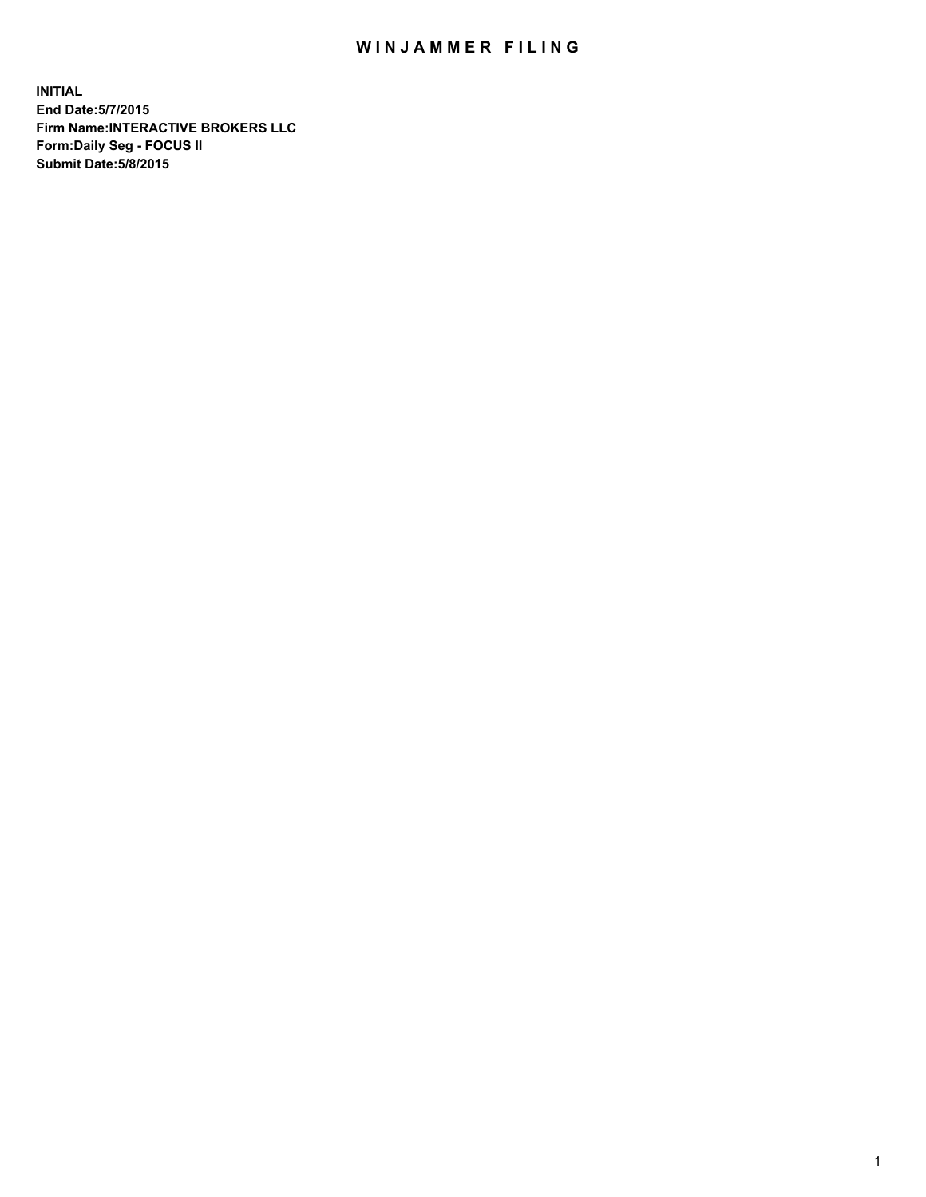# WINJAMMER FILING

**INITIAL**
**End Date:5/7/2015**
**Firm Name:INTERACTIVE BROKERS LLC**
**Form:Daily Seg - FOCUS II**
**Submit Date:5/8/2015**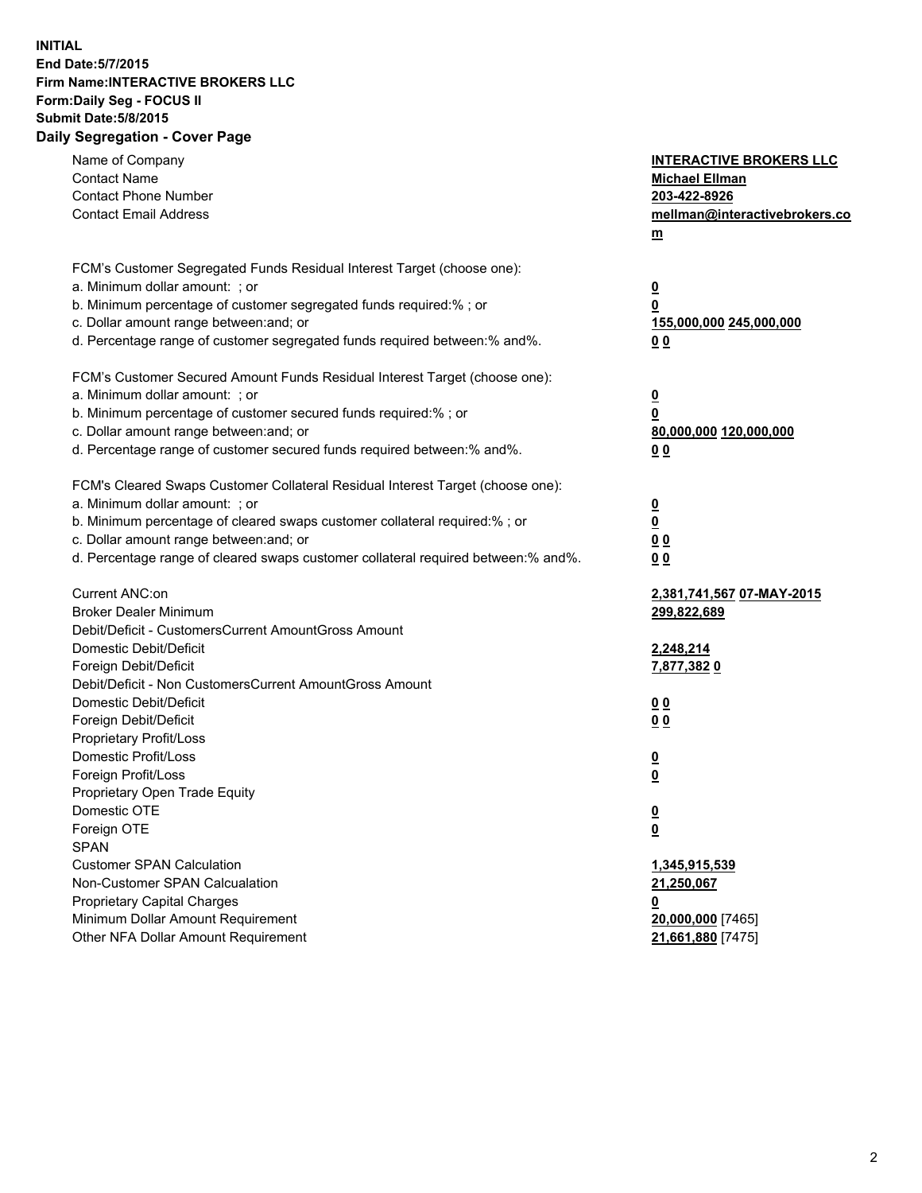**INITIAL**
**End Date:5/7/2015**
**Firm Name:INTERACTIVE BROKERS LLC**
**Form:Daily Seg - FOCUS II**
**Submit Date:5/8/2015**
**Daily Segregation - Cover Page**

| | |
|---|---|
| Name of Company | **INTERACTIVE BROKERS LLC** |
| Contact Name | **Michael Ellman** |
| Contact Phone Number | **203-422-8926** |
| Contact Email Address | **mellman@interactivebrokers.com** |
| FCM's Customer Segregated Funds Residual Interest Target (choose one): | |
| a. Minimum dollar amount: ; or | **0** |
| b. Minimum percentage of customer segregated funds required:% ; or | **0** |
| c. Dollar amount range between:and; or | **155,000,000 245,000,000** |
| d. Percentage range of customer segregated funds required between:% and%. | **0 0** |
| FCM's Customer Secured Amount Funds Residual Interest Target (choose one): | |
| a. Minimum dollar amount: ; or | **0** |
| b. Minimum percentage of customer secured funds required:% ; or | **0** |
| c. Dollar amount range between:and; or | **80,000,000 120,000,000** |
| d. Percentage range of customer secured funds required between:% and%. | **0 0** |
| FCM's Cleared Swaps Customer Collateral Residual Interest Target (choose one): | |
| a. Minimum dollar amount: ; or | **0** |
| b. Minimum percentage of cleared swaps customer collateral required:% ; or | **0** |
| c. Dollar amount range between:and; or | **0 0** |
| d. Percentage range of cleared swaps customer collateral required between:% and%. | **0 0** |
| Current ANC:on | **2,381,741,567 07-MAY-2015** |
| Broker Dealer Minimum | **299,822,689** |
| Debit/Deficit - CustomersCurrent AmountGross Amount | |
| Domestic Debit/Deficit | **2,248,214** |
| Foreign Debit/Deficit | **7,877,382 0** |
| Debit/Deficit - Non CustomersCurrent AmountGross Amount | |
| Domestic Debit/Deficit | **0 0** |
| Foreign Debit/Deficit | **0 0** |
| Proprietary Profit/Loss | |
| Domestic Profit/Loss | **0** |
| Foreign Profit/Loss | **0** |
| Proprietary Open Trade Equity | |
| Domestic OTE | **0** |
| Foreign OTE | **0** |
| SPAN | |
| Customer SPAN Calculation | **1,345,915,539** |
| Non-Customer SPAN Calcualation | **21,250,067** |
| Proprietary Capital Charges | **0** |
| Minimum Dollar Amount Requirement | **20,000,000** [7465] |
| Other NFA Dollar Amount Requirement | **21,661,880** [7475] |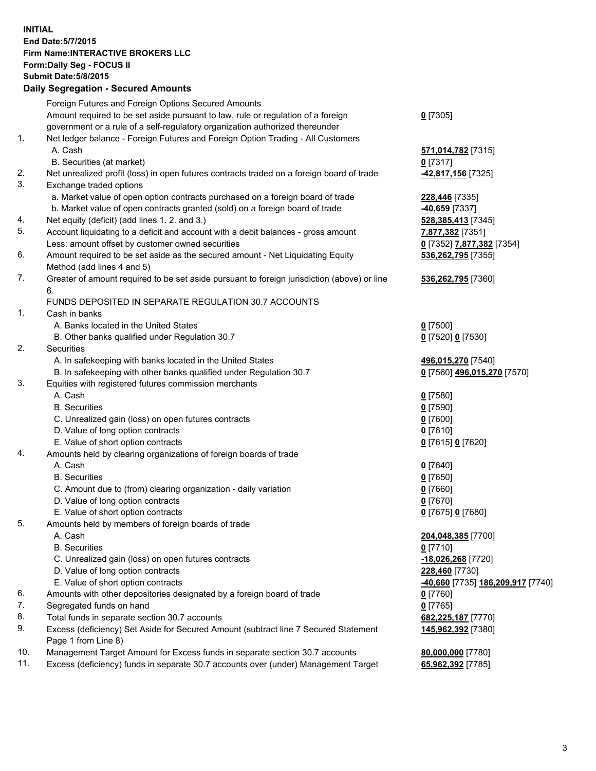**INITIAL**
**End Date:5/7/2015**
**Firm Name:INTERACTIVE BROKERS LLC**
**Form:Daily Seg - FOCUS II**
**Submit Date:5/8/2015**

## Daily Segregation - Secured Amounts

| | | |
|---|---|---|
| | Foreign Futures and Foreign Options Secured Amounts | |
| | Amount required to be set aside pursuant to law, rule or regulation of a foreign government or a rule of a self-regulatory organization authorized thereunder | **0** [7305] |
| 1. | Net ledger balance - Foreign Futures and Foreign Option Trading - All Customers | |
| | A. Cash | **571,014,782** [7315] |
| | B. Securities (at market) | **0** [7317] |
| 2. | Net unrealized profit (loss) in open futures contracts traded on a foreign board of trade | **-42,817,156** [7325] |
| 3. | Exchange traded options | |
| | a. Market value of open option contracts purchased on a foreign board of trade | **228,446** [7335] |
| | b. Market value of open contracts granted (sold) on a foreign board of trade | **-40,659** [7337] |
| 4. | Net equity (deficit) (add lines 1. 2. and 3.) | **528,385,413** [7345] |
| 5. | Account liquidating to a deficit and account with a debit balances - gross amount | **7,877,382** [7351] |
| | Less: amount offset by customer owned securities | **0** [7352] **7,877,382** [7354] |
| 6. | Amount required to be set aside as the secured amount - Net Liquidating Equity Method (add lines 4 and 5) | **536,262,795** [7355] |
| 7. | Greater of amount required to be set aside pursuant to foreign jurisdiction (above) or line 6. | **536,262,795** [7360] |
| | FUNDS DEPOSITED IN SEPARATE REGULATION 30.7 ACCOUNTS | |
| 1. | Cash in banks | |
| | A. Banks located in the United States | **0** [7500] |
| | B. Other banks qualified under Regulation 30.7 | **0** [7520] **0** [7530] |
| 2. | Securities | |
| | A. In safekeeping with banks located in the United States | **496,015,270** [7540] |
| | B. In safekeeping with other banks qualified under Regulation 30.7 | **0** [7560] **496,015,270** [7570] |
| 3. | Equities with registered futures commission merchants | |
| | A. Cash | **0** [7580] |
| | B. Securities | **0** [7590] |
| | C. Unrealized gain (loss) on open futures contracts | **0** [7600] |
| | D. Value of long option contracts | **0** [7610] |
| | E. Value of short option contracts | **0** [7615] **0** [7620] |
| 4. | Amounts held by clearing organizations of foreign boards of trade | |
| | A. Cash | **0** [7640] |
| | B. Securities | **0** [7650] |
| | C. Amount due to (from) clearing organization - daily variation | **0** [7660] |
| | D. Value of long option contracts | **0** [7670] |
| | E. Value of short option contracts | **0** [7675] **0** [7680] |
| 5. | Amounts held by members of foreign boards of trade | |
| | A. Cash | **204,048,385** [7700] |
| | B. Securities | **0** [7710] |
| | C. Unrealized gain (loss) on open futures contracts | **-18,026,268** [7720] |
| | D. Value of long option contracts | **228,460** [7730] |
| | E. Value of short option contracts | **-40,660** [7735] **186,209,917** [7740] |
| 6. | Amounts with other depositories designated by a foreign board of trade | **0** [7760] |
| 7. | Segregated funds on hand | **0** [7765] |
| 8. | Total funds in separate section 30.7 accounts | **682,225,187** [7770] |
| 9. | Excess (deficiency) Set Aside for Secured Amount (subtract line 7 Secured Statement Page 1 from Line 8) | **145,962,392** [7380] |
| 10. | Management Target Amount for Excess funds in separate section 30.7 accounts | **80,000,000** [7780] |
| 11. | Excess (deficiency) funds in separate 30.7 accounts over (under) Management Target | **65,962,392** [7785] |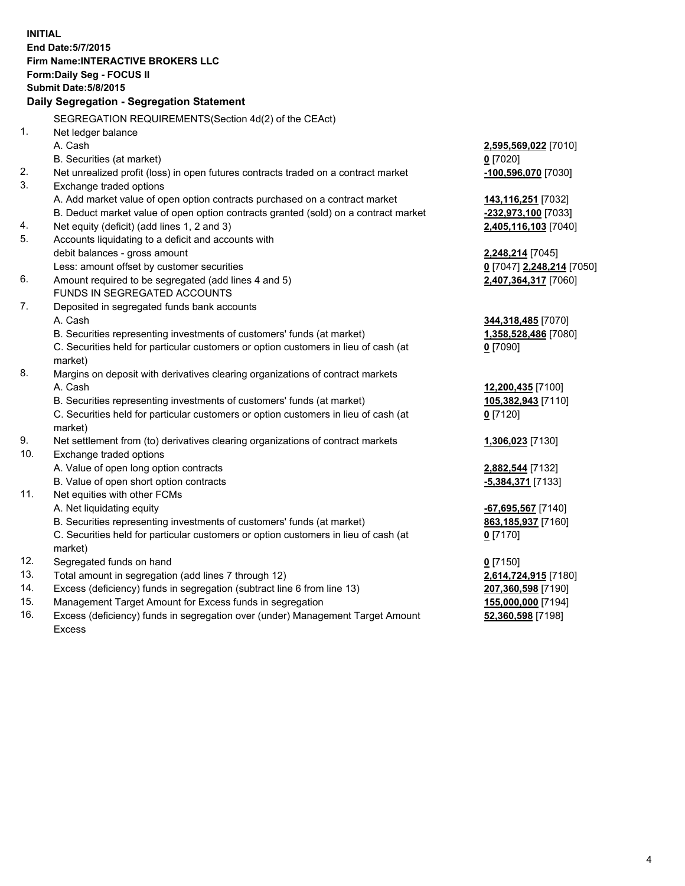**INITIAL**
**End Date:5/7/2015**
**Firm Name:INTERACTIVE BROKERS LLC**
**Form:Daily Seg - FOCUS II**
**Submit Date:5/8/2015**

## Daily Segregation - Segregation Statement

| | SEGREGATION REQUIREMENTS(Section 4d(2) of the CEAct) | |
|---|---|---|
| 1. | Net ledger balance | |
| | A. Cash | **2,595,569,022** [7010] |
| | B. Securities (at market) | **0** [7020] |
| 2. | Net unrealized profit (loss) in open futures contracts traded on a contract market | **-100,596,070** [7030] |
| 3. | Exchange traded options | |
| | A. Add market value of open option contracts purchased on a contract market | **143,116,251** [7032] |
| | B. Deduct market value of open option contracts granted (sold) on a contract market | **-232,973,100** [7033] |
| 4. | Net equity (deficit) (add lines 1, 2 and 3) | **2,405,116,103** [7040] |
| 5. | Accounts liquidating to a deficit and accounts with | |
| | debit balances - gross amount | **2,248,214** [7045] |
| | Less: amount offset by customer securities | **0** [7047] **2,248,214** [7050] |
| 6. | Amount required to be segregated (add lines 4 and 5) | **2,407,364,317** [7060] |
| | FUNDS IN SEGREGATED ACCOUNTS | |
| 7. | Deposited in segregated funds bank accounts | |
| | A. Cash | **344,318,485** [7070] |
| | B. Securities representing investments of customers' funds (at market) | **1,358,528,486** [7080] |
| | C. Securities held for particular customers or option customers in lieu of cash (at market) | **0** [7090] |
| 8. | Margins on deposit with derivatives clearing organizations of contract markets | |
| | A. Cash | **12,200,435** [7100] |
| | B. Securities representing investments of customers' funds (at market) | **105,382,943** [7110] |
| | C. Securities held for particular customers or option customers in lieu of cash (at market) | **0** [7120] |
| 9. | Net settlement from (to) derivatives clearing organizations of contract markets | **1,306,023** [7130] |
| 10. | Exchange traded options | |
| | A. Value of open long option contracts | **2,882,544** [7132] |
| | B. Value of open short option contracts | **-5,384,371** [7133] |
| 11. | Net equities with other FCMs | |
| | A. Net liquidating equity | **-67,695,567** [7140] |
| | B. Securities representing investments of customers' funds (at market) | **863,185,937** [7160] |
| | C. Securities held for particular customers or option customers in lieu of cash (at market) | **0** [7170] |
| 12. | Segregated funds on hand | **0** [7150] |
| 13. | Total amount in segregation (add lines 7 through 12) | **2,614,724,915** [7180] |
| 14. | Excess (deficiency) funds in segregation (subtract line 6 from line 13) | **207,360,598** [7190] |
| 15. | Management Target Amount for Excess funds in segregation | **155,000,000** [7194] |
| 16. | Excess (deficiency) funds in segregation over (under) Management Target Amount Excess | **52,360,598** [7198] |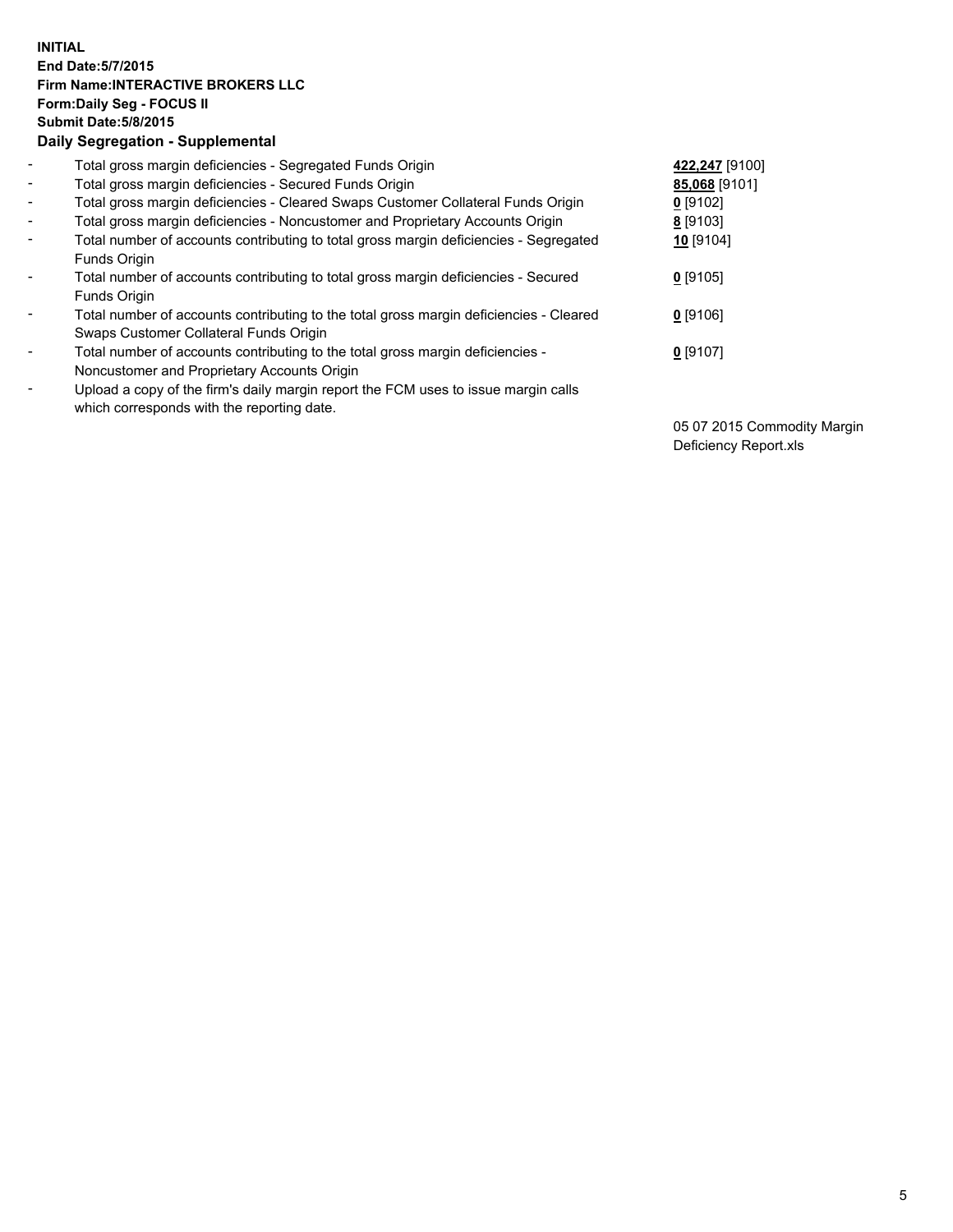**INITIAL**
**End Date:5/7/2015**
**Firm Name:INTERACTIVE BROKERS LLC**
**Form:Daily Seg - FOCUS II**
**Submit Date:5/8/2015**
**Daily Segregation - Supplemental**

- Total gross margin deficiencies - Segregated Funds Origin **422,247** [9100]
- Total gross margin deficiencies - Secured Funds Origin **85,068** [9101]
- Total gross margin deficiencies - Cleared Swaps Customer Collateral Funds Origin **0** [9102]
- Total gross margin deficiencies - Noncustomer and Proprietary Accounts Origin **8** [9103]
- Total number of accounts contributing to total gross margin deficiencies - Segregated Funds Origin **10** [9104]
- Total number of accounts contributing to total gross margin deficiencies - Secured Funds Origin **0** [9105]
- Total number of accounts contributing to the total gross margin deficiencies - Cleared Swaps Customer Collateral Funds Origin **0** [9106]
- Total number of accounts contributing to the total gross margin deficiencies - Noncustomer and Proprietary Accounts Origin **0** [9107]
- Upload a copy of the firm's daily margin report the FCM uses to issue margin calls which corresponds with the reporting date.

05 07 2015 Commodity Margin Deficiency Report.xls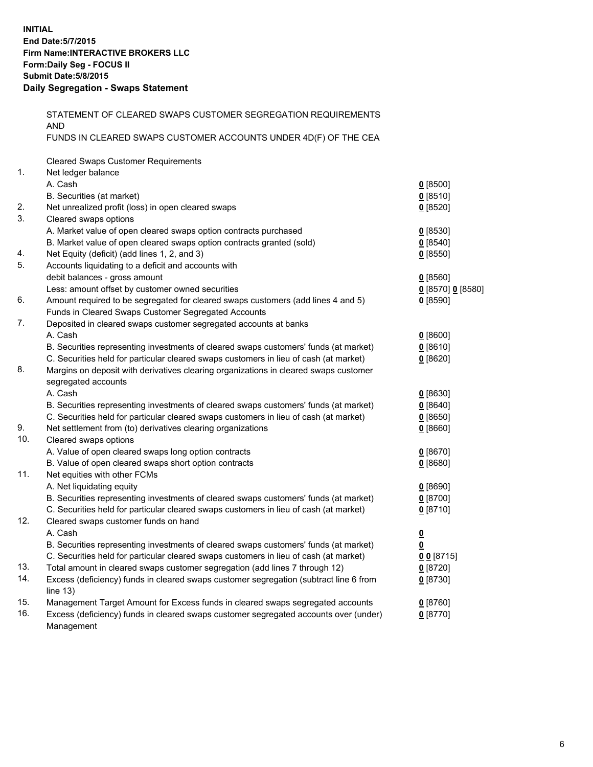**INITIAL**
**End Date:5/7/2015**
**Firm Name:INTERACTIVE BROKERS LLC**
**Form:Daily Seg - FOCUS II**
**Submit Date:5/8/2015**
**Daily Segregation - Swaps Statement**

STATEMENT OF CLEARED SWAPS CUSTOMER SEGREGATION REQUIREMENTS AND FUNDS IN CLEARED SWAPS CUSTOMER ACCOUNTS UNDER 4D(F) OF THE CEA

| | | |
|---|---|---|
| | Cleared Swaps Customer Requirements | |
| 1. | Net ledger balance | |
| | A. Cash | 0 [8500] |
| | B. Securities (at market) | 0 [8510] |
| 2. | Net unrealized profit (loss) in open cleared swaps | 0 [8520] |
| 3. | Cleared swaps options | |
| | A. Market value of open cleared swaps option contracts purchased | 0 [8530] |
| | B. Market value of open cleared swaps option contracts granted (sold) | 0 [8540] |
| 4. | Net Equity (deficit) (add lines 1, 2, and 3) | 0 [8550] |
| 5. | Accounts liquidating to a deficit and accounts with debit balances - gross amount | 0 [8560] |
| | Less: amount offset by customer owned securities | 0 [8570] 0 [8580] |
| 6. | Amount required to be segregated for cleared swaps customers (add lines 4 and 5) | 0 [8590] |
| | Funds in Cleared Swaps Customer Segregated Accounts | |
| 7. | Deposited in cleared swaps customer segregated accounts at banks | |
| | A. Cash | 0 [8600] |
| | B. Securities representing investments of cleared swaps customers' funds (at market) | 0 [8610] |
| | C. Securities held for particular cleared swaps customers in lieu of cash (at market) | 0 [8620] |
| 8. | Margins on deposit with derivatives clearing organizations in cleared swaps customer segregated accounts | |
| | A. Cash | 0 [8630] |
| | B. Securities representing investments of cleared swaps customers' funds (at market) | 0 [8640] |
| | C. Securities held for particular cleared swaps customers in lieu of cash (at market) | 0 [8650] |
| 9. | Net settlement from (to) derivatives clearing organizations | 0 [8660] |
| 10. | Cleared swaps options | |
| | A. Value of open cleared swaps long option contracts | 0 [8670] |
| | B. Value of open cleared swaps short option contracts | 0 [8680] |
| 11. | Net equities with other FCMs | |
| | A. Net liquidating equity | 0 [8690] |
| | B. Securities representing investments of cleared swaps customers' funds (at market) | 0 [8700] |
| | C. Securities held for particular cleared swaps customers in lieu of cash (at market) | 0 [8710] |
| 12. | Cleared swaps customer funds on hand | |
| | A. Cash | 0 |
| | B. Securities representing investments of cleared swaps customers' funds (at market) | 0 |
| | C. Securities held for particular cleared swaps customers in lieu of cash (at market) | 0 0 [8715] |
| 13. | Total amount in cleared swaps customer segregation (add lines 7 through 12) | 0 [8720] |
| 14. | Excess (deficiency) funds in cleared swaps customer segregation (subtract line 6 from line 13) | 0 [8730] |
| 15. | Management Target Amount for Excess funds in cleared swaps segregated accounts | 0 [8760] |
| 16. | Excess (deficiency) funds in cleared swaps customer segregated accounts over (under) Management | 0 [8770] |